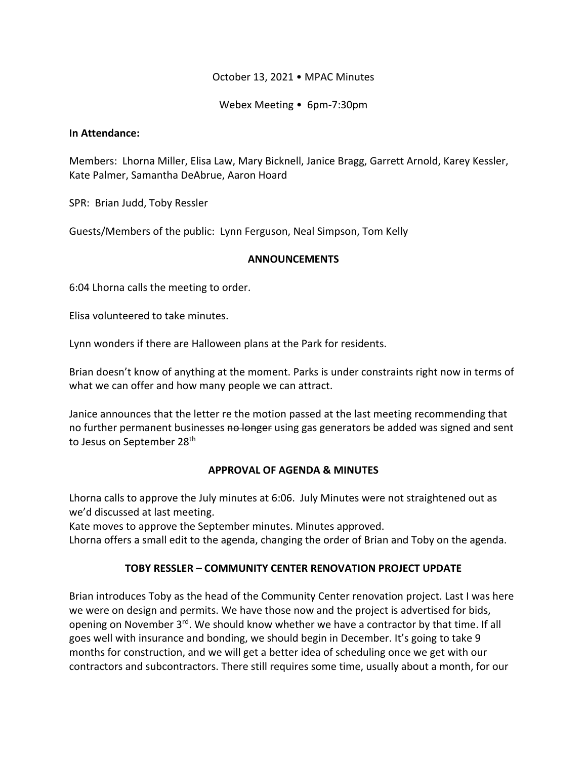October 13, 2021 • MPAC Minutes

Webex Meeting • 6pm-7:30pm

**In Attendance:**

Members: Lhorna Miller, Elisa Law, Mary Bicknell, Janice Bragg, Garrett Arnold, Karey Kessler, Kate Palmer, Samantha DeAbrue, Aaron Hoard

SPR: Brian Judd, Toby Ressler

Guests/Members of the public: Lynn Ferguson, Neal Simpson, Tom Kelly

**ANNOUNCEMENTS**

6:04 Lhorna calls the meeting to order.

Elisa volunteered to take minutes.

Lynn wonders if there are Halloween plans at the Park for residents.

Brian doesn't know of anything at the moment. Parks is under constraints right now in terms of what we can offer and how many people we can attract.

Janice announces that the letter re the motion passed at the last meeting recommending that no further permanent businesses ~~no longer~~ using gas generators be added was signed and sent to Jesus on September 28th

**APPROVAL OF AGENDA & MINUTES**

Lhorna calls to approve the July minutes at 6:06. July Minutes were not straightened out as we'd discussed at last meeting.
Kate moves to approve the September minutes. Minutes approved.
Lhorna offers a small edit to the agenda, changing the order of Brian and Toby on the agenda.

**TOBY RESSLER – COMMUNITY CENTER RENOVATION PROJECT UPDATE**

Brian introduces Toby as the head of the Community Center renovation project. Last I was here we were on design and permits. We have those now and the project is advertised for bids, opening on November 3rd. We should know whether we have a contractor by that time. If all goes well with insurance and bonding, we should begin in December. It's going to take 9 months for construction, and we will get a better idea of scheduling once we get with our contractors and subcontractors. There still requires some time, usually about a month, for our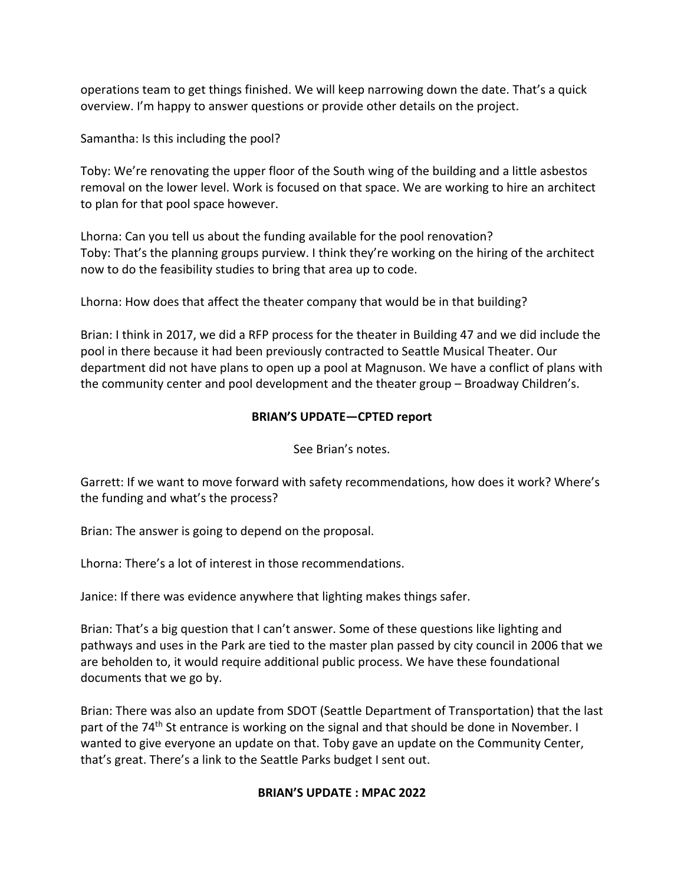operations team to get things finished. We will keep narrowing down the date. That's a quick overview. I'm happy to answer questions or provide other details on the project.

Samantha: Is this including the pool?

Toby: We're renovating the upper floor of the South wing of the building and a little asbestos removal on the lower level. Work is focused on that space. We are working to hire an architect to plan for that pool space however.

Lhorna: Can you tell us about the funding available for the pool renovation?
Toby: That's the planning groups purview. I think they're working on the hiring of the architect now to do the feasibility studies to bring that area up to code.

Lhorna: How does that affect the theater company that would be in that building?

Brian: I think in 2017, we did a RFP process for the theater in Building 47 and we did include the pool in there because it had been previously contracted to Seattle Musical Theater. Our department did not have plans to open up a pool at Magnuson. We have a conflict of plans with the community center and pool development and the theater group – Broadway Children's.

**BRIAN'S UPDATE—CPTED report**

See Brian's notes.

Garrett: If we want to move forward with safety recommendations, how does it work? Where's the funding and what's the process?

Brian: The answer is going to depend on the proposal.

Lhorna: There's a lot of interest in those recommendations.

Janice: If there was evidence anywhere that lighting makes things safer.

Brian: That's a big question that I can't answer. Some of these questions like lighting and pathways and uses in the Park are tied to the master plan passed by city council in 2006 that we are beholden to, it would require additional public process. We have these foundational documents that we go by.

Brian: There was also an update from SDOT (Seattle Department of Transportation) that the last part of the 74th St entrance is working on the signal and that should be done in November. I wanted to give everyone an update on that. Toby gave an update on the Community Center, that's great. There's a link to the Seattle Parks budget I sent out.

**BRIAN'S UPDATE : MPAC 2022**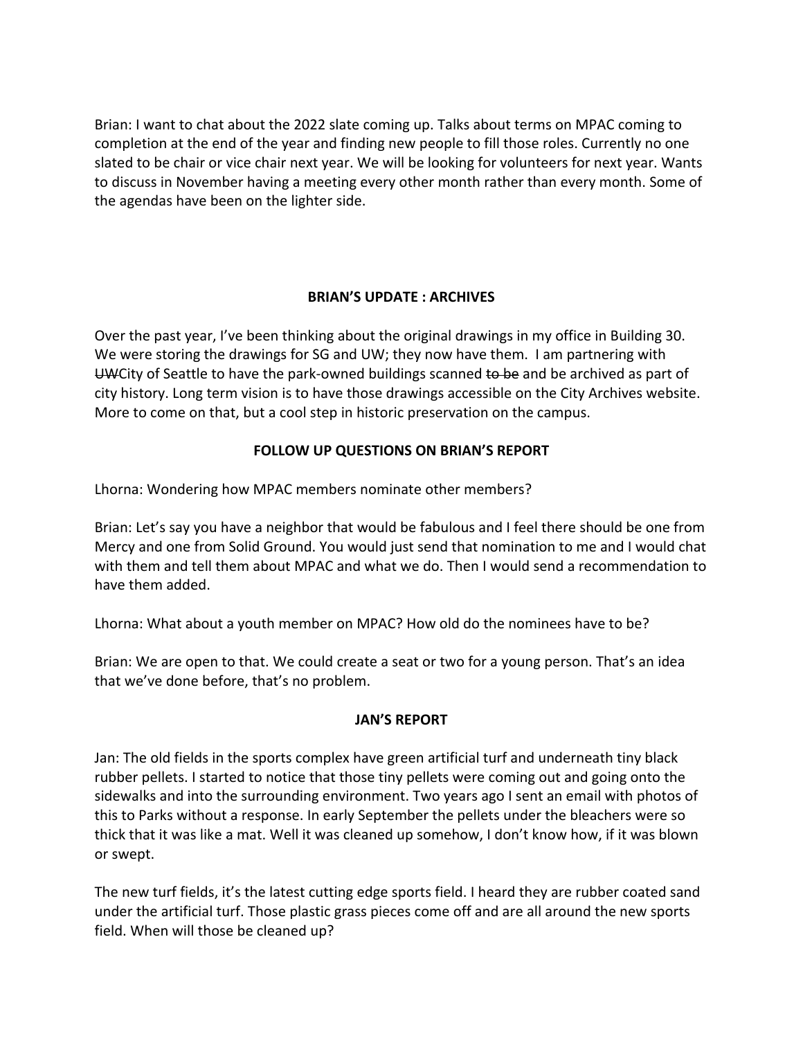Brian: I want to chat about the 2022 slate coming up. Talks about terms on MPAC coming to completion at the end of the year and finding new people to fill those roles. Currently no one slated to be chair or vice chair next year. We will be looking for volunteers for next year. Wants to discuss in November having a meeting every other month rather than every month. Some of the agendas have been on the lighter side.

**BRIAN'S UPDATE : ARCHIVES**

Over the past year, I've been thinking about the original drawings in my office in Building 30. We were storing the drawings for SG and UW; they now have them. I am partnering with ~~UW~~City of Seattle to have the park-owned buildings scanned ~~to be~~ and be archived as part of city history. Long term vision is to have those drawings accessible on the City Archives website. More to come on that, but a cool step in historic preservation on the campus.

**FOLLOW UP QUESTIONS ON BRIAN'S REPORT**

Lhorna: Wondering how MPAC members nominate other members?

Brian: Let's say you have a neighbor that would be fabulous and I feel there should be one from Mercy and one from Solid Ground. You would just send that nomination to me and I would chat with them and tell them about MPAC and what we do. Then I would send a recommendation to have them added.

Lhorna: What about a youth member on MPAC? How old do the nominees have to be?

Brian: We are open to that. We could create a seat or two for a young person. That's an idea that we've done before, that's no problem.

**JAN'S REPORT**

Jan: The old fields in the sports complex have green artificial turf and underneath tiny black rubber pellets. I started to notice that those tiny pellets were coming out and going onto the sidewalks and into the surrounding environment. Two years ago I sent an email with photos of this to Parks without a response. In early September the pellets under the bleachers were so thick that it was like a mat. Well it was cleaned up somehow, I don't know how, if it was blown or swept.

The new turf fields, it's the latest cutting edge sports field. I heard they are rubber coated sand under the artificial turf. Those plastic grass pieces come off and are all around the new sports field. When will those be cleaned up?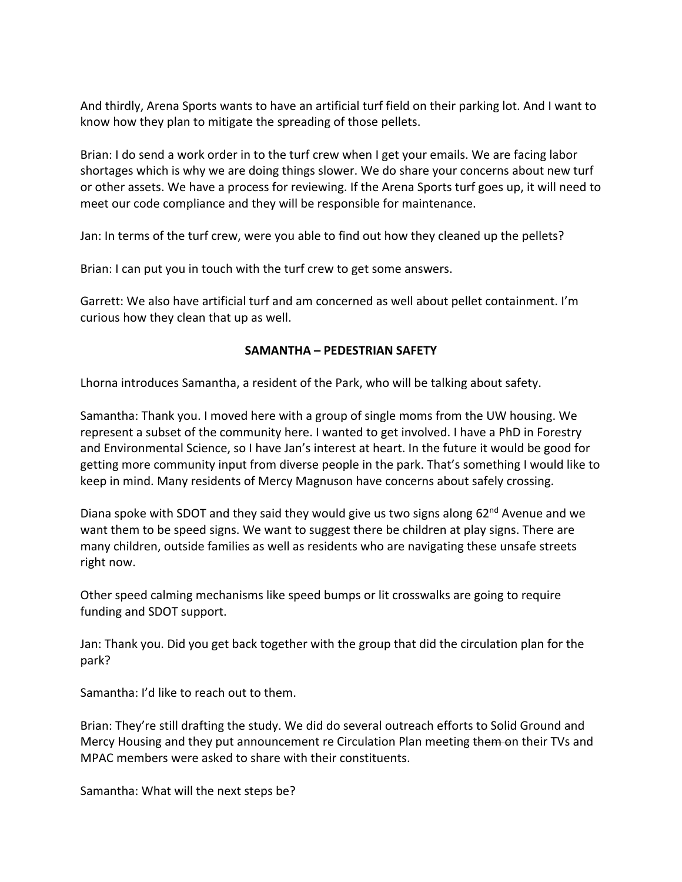And thirdly, Arena Sports wants to have an artificial turf field on their parking lot. And I want to know how they plan to mitigate the spreading of those pellets.

Brian: I do send a work order in to the turf crew when I get your emails. We are facing labor shortages which is why we are doing things slower. We do share your concerns about new turf or other assets. We have a process for reviewing. If the Arena Sports turf goes up, it will need to meet our code compliance and they will be responsible for maintenance.

Jan: In terms of the turf crew, were you able to find out how they cleaned up the pellets?

Brian: I can put you in touch with the turf crew to get some answers.

Garrett: We also have artificial turf and am concerned as well about pellet containment. I'm curious how they clean that up as well.

## SAMANTHA – PEDESTRIAN SAFETY

Lhorna introduces Samantha, a resident of the Park, who will be talking about safety.

Samantha: Thank you. I moved here with a group of single moms from the UW housing. We represent a subset of the community here. I wanted to get involved. I have a PhD in Forestry and Environmental Science, so I have Jan's interest at heart. In the future it would be good for getting more community input from diverse people in the park. That's something I would like to keep in mind. Many residents of Mercy Magnuson have concerns about safely crossing.

Diana spoke with SDOT and they said they would give us two signs along 62nd Avenue and we want them to be speed signs. We want to suggest there be children at play signs. There are many children, outside families as well as residents who are navigating these unsafe streets right now.

Other speed calming mechanisms like speed bumps or lit crosswalks are going to require funding and SDOT support.

Jan: Thank you. Did you get back together with the group that did the circulation plan for the park?

Samantha: I'd like to reach out to them.

Brian: They're still drafting the study. We did do several outreach efforts to Solid Ground and Mercy Housing and they put announcement re Circulation Plan meeting ~~them o~~n their TVs and MPAC members were asked to share with their constituents.

Samantha: What will the next steps be?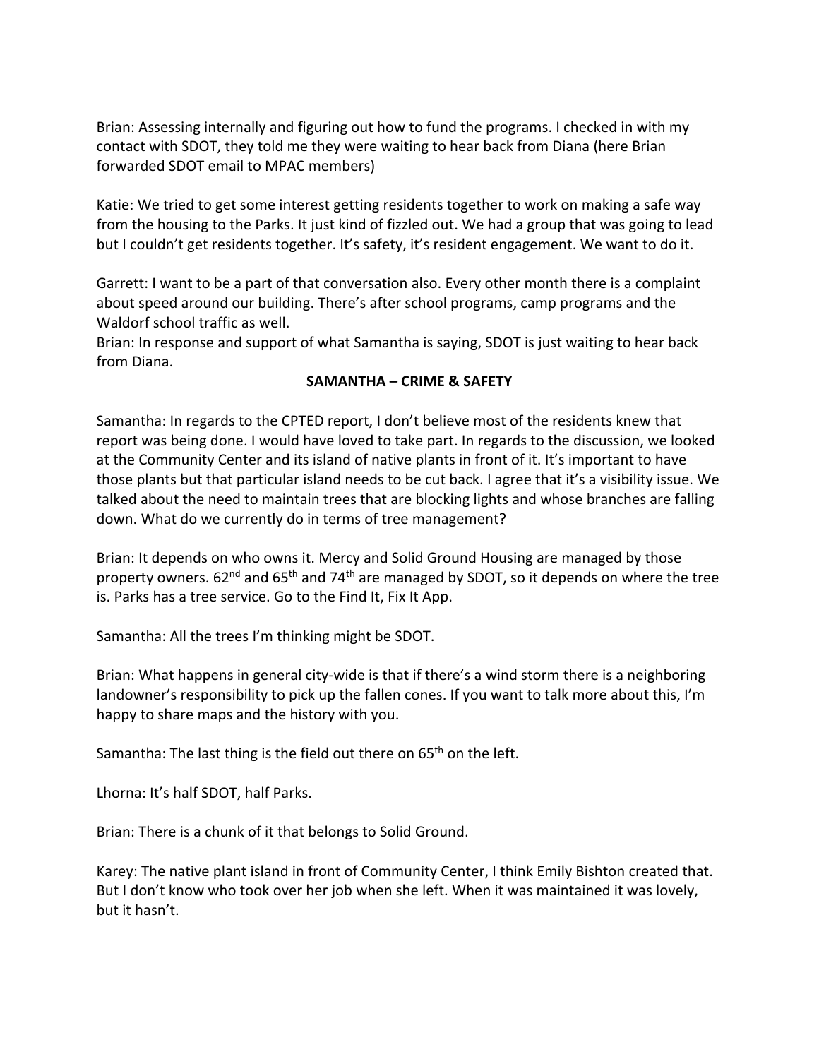Brian: Assessing internally and figuring out how to fund the programs. I checked in with my contact with SDOT, they told me they were waiting to hear back from Diana (here Brian forwarded SDOT email to MPAC members)

Katie: We tried to get some interest getting residents together to work on making a safe way from the housing to the Parks. It just kind of fizzled out. We had a group that was going to lead but I couldn't get residents together. It's safety, it's resident engagement. We want to do it.

Garrett: I want to be a part of that conversation also. Every other month there is a complaint about speed around our building. There's after school programs, camp programs and the Waldorf school traffic as well.
Brian: In response and support of what Samantha is saying, SDOT is just waiting to hear back from Diana.

**SAMANTHA – CRIME & SAFETY**

Samantha: In regards to the CPTED report, I don't believe most of the residents knew that report was being done. I would have loved to take part. In regards to the discussion, we looked at the Community Center and its island of native plants in front of it. It's important to have those plants but that particular island needs to be cut back. I agree that it's a visibility issue. We talked about the need to maintain trees that are blocking lights and whose branches are falling down. What do we currently do in terms of tree management?

Brian: It depends on who owns it. Mercy and Solid Ground Housing are managed by those property owners. 62nd and 65th and 74th are managed by SDOT, so it depends on where the tree is. Parks has a tree service. Go to the Find It, Fix It App.

Samantha: All the trees I'm thinking might be SDOT.

Brian: What happens in general city-wide is that if there's a wind storm there is a neighboring landowner's responsibility to pick up the fallen cones. If you want to talk more about this, I'm happy to share maps and the history with you.

Samantha: The last thing is the field out there on 65th on the left.

Lhorna: It's half SDOT, half Parks.

Brian: There is a chunk of it that belongs to Solid Ground.

Karey: The native plant island in front of Community Center, I think Emily Bishton created that. But I don't know who took over her job when she left. When it was maintained it was lovely, but it hasn't.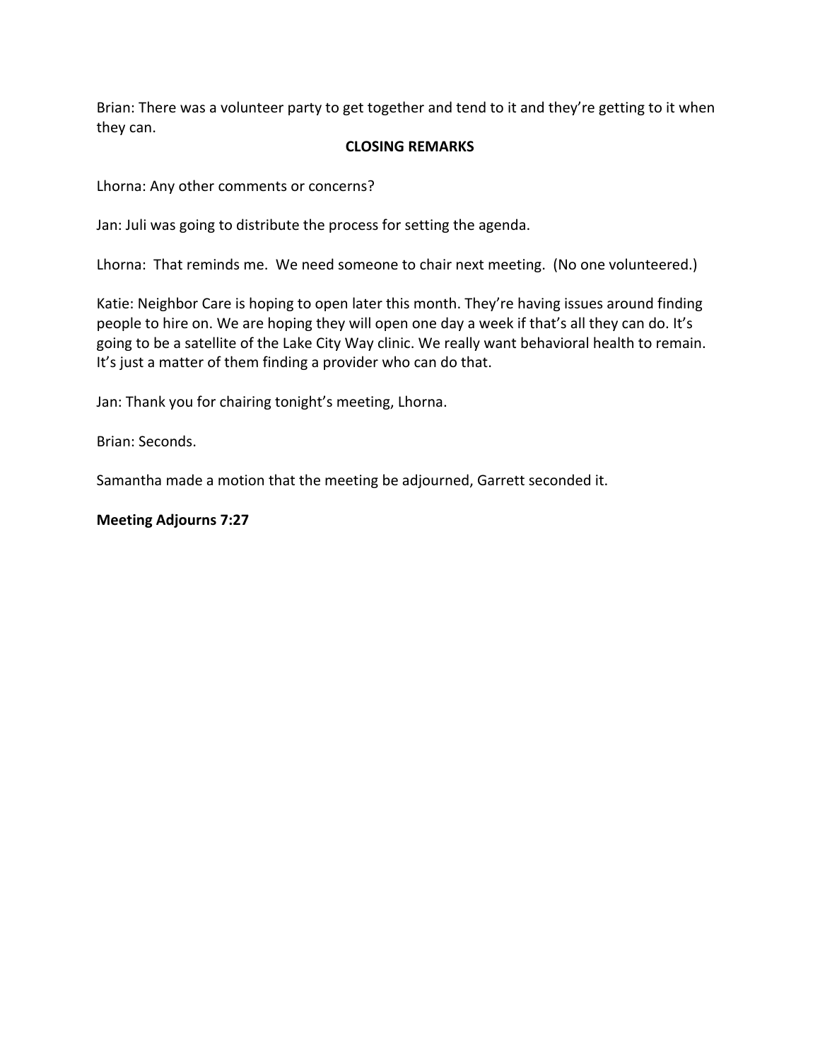Brian: There was a volunteer party to get together and tend to it and they're getting to it when they can.

**CLOSING REMARKS**

Lhorna: Any other comments or concerns?

Jan: Juli was going to distribute the process for setting the agenda.

Lhorna: That reminds me. We need someone to chair next meeting. (No one volunteered.)

Katie: Neighbor Care is hoping to open later this month. They're having issues around finding people to hire on. We are hoping they will open one day a week if that's all they can do. It's going to be a satellite of the Lake City Way clinic. We really want behavioral health to remain. It's just a matter of them finding a provider who can do that.

Jan: Thank you for chairing tonight's meeting, Lhorna.

Brian: Seconds.

Samantha made a motion that the meeting be adjourned, Garrett seconded it.

**Meeting Adjourns 7:27**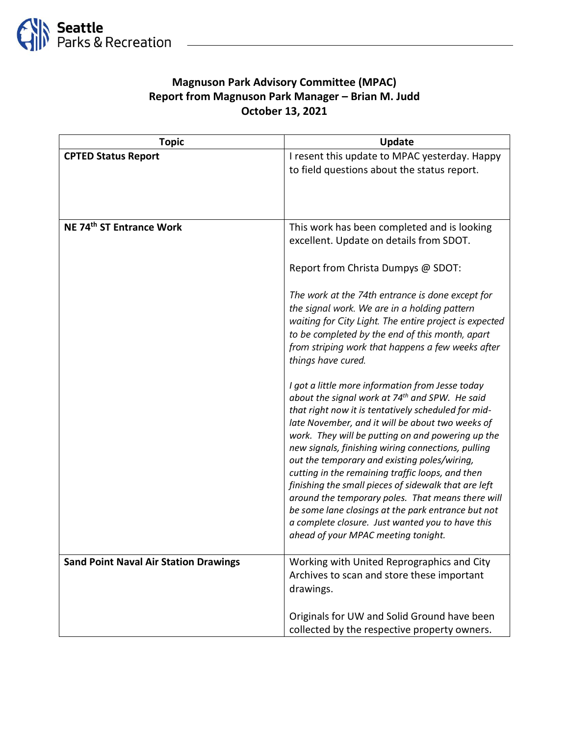**Seattle Parks & Recreation**

# Magnuson Park Advisory Committee (MPAC)
## Report from Magnuson Park Manager – Brian M. Judd
### October 13, 2021

| Topic | Update |
|---|---|
| **CPTED Status Report** | I resent this update to MPAC yesterday. Happy to field questions about the status report. |
| **NE 74th ST Entrance Work** | This work has been completed and is looking excellent. Update on details from SDOT.<br><br>Report from Christa Dumpys @ SDOT:<br><br>*The work at the 74th entrance is done except for the signal work. We are in a holding pattern waiting for City Light. The entire project is expected to be completed by the end of this month, apart from striping work that happens a few weeks after things have cured.*<br><br>*I got a little more information from Jesse today about the signal work at 74th and SPW. He said that right now it is tentatively scheduled for mid-late November, and it will be about two weeks of work. They will be putting on and powering up the new signals, finishing wiring connections, pulling out the temporary and existing poles/wiring, cutting in the remaining traffic loops, and then finishing the small pieces of sidewalk that are left around the temporary poles. That means there will be some lane closings at the park entrance but not a complete closure. Just wanted you to have this ahead of your MPAC meeting tonight.* |
| **Sand Point Naval Air Station Drawings** | Working with United Reprographics and City Archives to scan and store these important drawings.<br><br>Originals for UW and Solid Ground have been collected by the respective property owners. |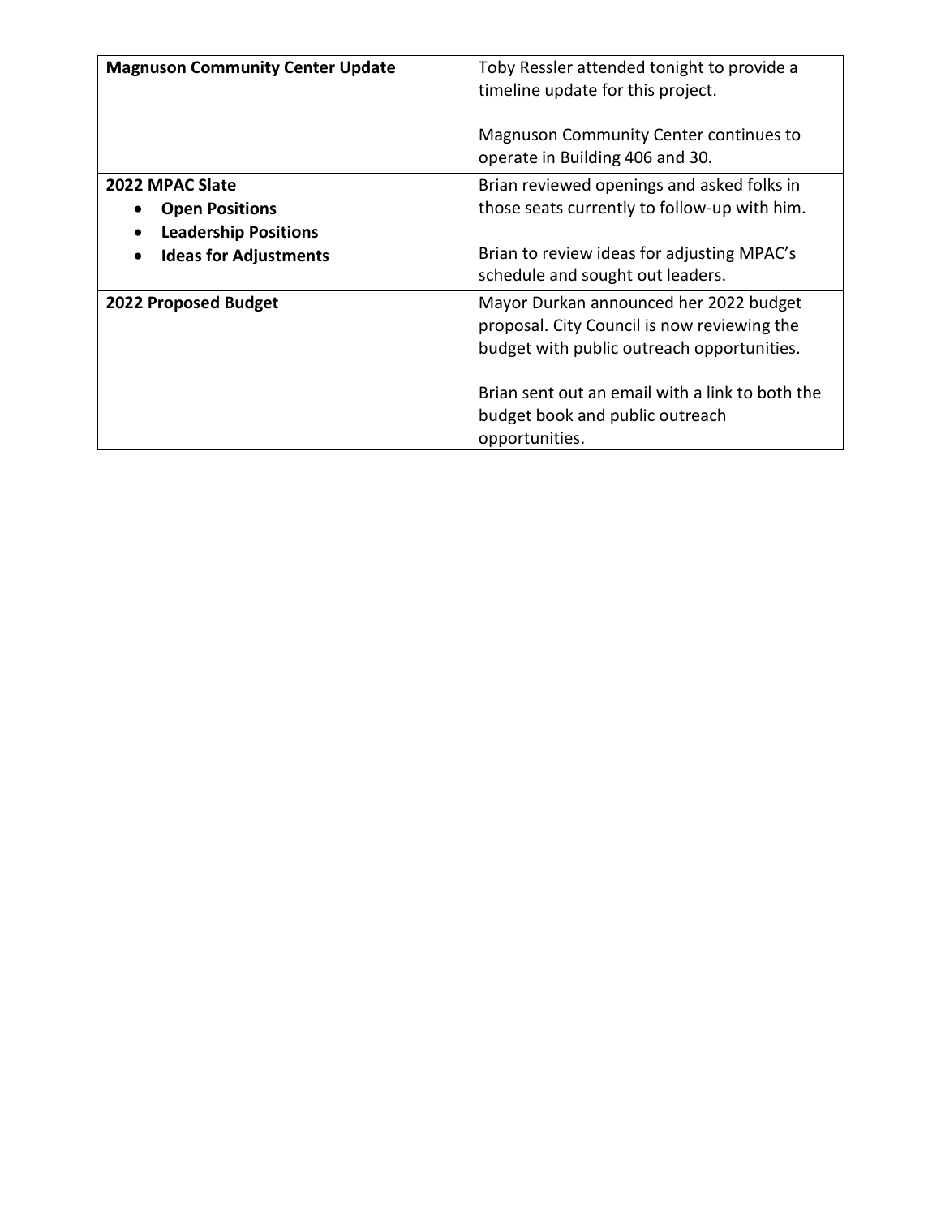| | |
|---|---|
| **Magnuson Community Center Update** | Toby Ressler attended tonight to provide a timeline update for this project.<br><br>Magnuson Community Center continues to operate in Building 406 and 30. |
| **2022 MPAC Slate**<br>• **Open Positions**<br>• **Leadership Positions**<br>• **Ideas for Adjustments** | Brian reviewed openings and asked folks in those seats currently to follow-up with him.<br><br>Brian to review ideas for adjusting MPAC's schedule and sought out leaders. |
| **2022 Proposed Budget** | Mayor Durkan announced her 2022 budget proposal. City Council is now reviewing the budget with public outreach opportunities.<br><br>Brian sent out an email with a link to both the budget book and public outreach opportunities. |